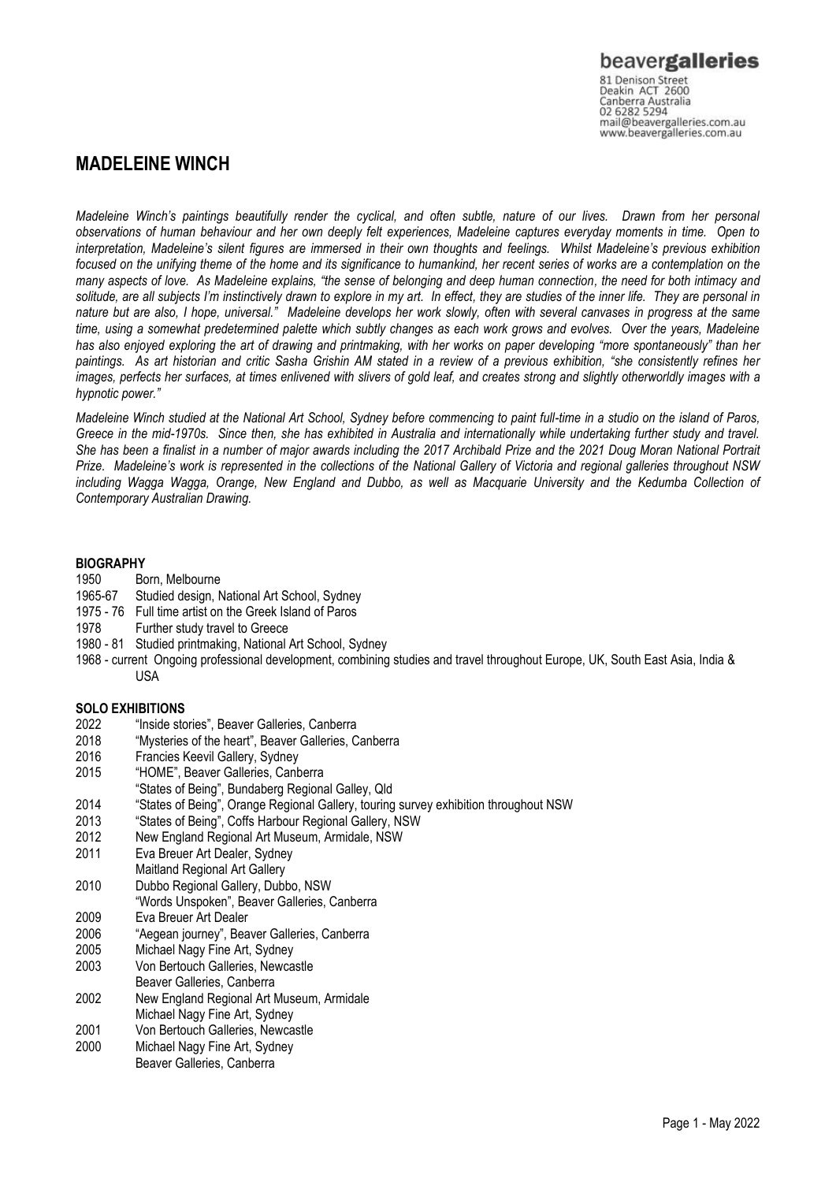beavergalleries
81 Denison Street
Deakin ACT 2600
Canberra Australia
02 6282 5294
mail@beavergalleries.com.au
www.beavergalleries.com.au

# MADELEINE WINCH

*Madeleine Winch's paintings beautifully render the cyclical, and often subtle, nature of our lives. Drawn from her personal observations of human behaviour and her own deeply felt experiences, Madeleine captures everyday moments in time. Open to interpretation, Madeleine's silent figures are immersed in their own thoughts and feelings. Whilst Madeleine's previous exhibition focused on the unifying theme of the home and its significance to humankind, her recent series of works are a contemplation on the many aspects of love. As Madeleine explains, "the sense of belonging and deep human connection, the need for both intimacy and solitude, are all subjects I'm instinctively drawn to explore in my art. In effect, they are studies of the inner life. They are personal in nature but are also, I hope, universal." Madeleine develops her work slowly, often with several canvases in progress at the same time, using a somewhat predetermined palette which subtly changes as each work grows and evolves. Over the years, Madeleine has also enjoyed exploring the art of drawing and printmaking, with her works on paper developing "more spontaneously" than her paintings. As art historian and critic Sasha Grishin AM stated in a review of a previous exhibition, "she consistently refines her images, perfects her surfaces, at times enlivened with slivers of gold leaf, and creates strong and slightly otherworldly images with a hypnotic power."*

*Madeleine Winch studied at the National Art School, Sydney before commencing to paint full-time in a studio on the island of Paros, Greece in the mid-1970s. Since then, she has exhibited in Australia and internationally while undertaking further study and travel. She has been a finalist in a number of major awards including the 2017 Archibald Prize and the 2021 Doug Moran National Portrait Prize. Madeleine's work is represented in the collections of the National Gallery of Victoria and regional galleries throughout NSW including Wagga Wagga, Orange, New England and Dubbo, as well as Macquarie University and the Kedumba Collection of Contemporary Australian Drawing.*

## BIOGRAPHY

1950 Born, Melbourne
1965-67 Studied design, National Art School, Sydney
1975 - 76 Full time artist on the Greek Island of Paros
1978 Further study travel to Greece
1980 - 81 Studied printmaking, National Art School, Sydney
1968 - current Ongoing professional development, combining studies and travel throughout Europe, UK, South East Asia, India & USA

## SOLO EXHIBITIONS

2022 "Inside stories", Beaver Galleries, Canberra
2018 "Mysteries of the heart", Beaver Galleries, Canberra
2016 Francies Keevil Gallery, Sydney
2015 "HOME", Beaver Galleries, Canberra
"States of Being", Bundaberg Regional Galley, Qld
2014 "States of Being", Orange Regional Gallery, touring survey exhibition throughout NSW
2013 "States of Being", Coffs Harbour Regional Gallery, NSW
2012 New England Regional Art Museum, Armidale, NSW
2011 Eva Breuer Art Dealer, Sydney
Maitland Regional Art Gallery
2010 Dubbo Regional Gallery, Dubbo, NSW
"Words Unspoken", Beaver Galleries, Canberra
2009 Eva Breuer Art Dealer
2006 "Aegean journey", Beaver Galleries, Canberra
2005 Michael Nagy Fine Art, Sydney
2003 Von Bertouch Galleries, Newcastle
Beaver Galleries, Canberra
2002 New England Regional Art Museum, Armidale
Michael Nagy Fine Art, Sydney
2001 Von Bertouch Galleries, Newcastle
2000 Michael Nagy Fine Art, Sydney
Beaver Galleries, Canberra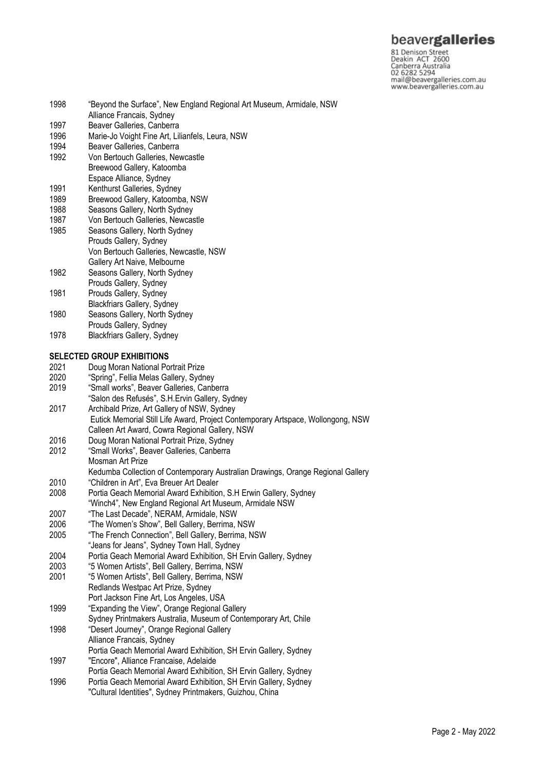1998 "Beyond the Surface", New England Regional Art Museum, Armidale, NSW
Alliance Francais, Sydney
1997 Beaver Galleries, Canberra
1996 Marie-Jo Voight Fine Art, Lilianfels, Leura, NSW
1994 Beaver Galleries, Canberra
1992 Von Bertouch Galleries, Newcastle
Breewood Gallery, Katoomba
Espace Alliance, Sydney
1991 Kenthurst Galleries, Sydney
1989 Breewood Gallery, Katoomba, NSW
1988 Seasons Gallery, North Sydney
1987 Von Bertouch Galleries, Newcastle
1985 Seasons Gallery, North Sydney
Prouds Gallery, Sydney
Von Bertouch Galleries, Newcastle, NSW
Gallery Art Naive, Melbourne
1982 Seasons Gallery, North Sydney
Prouds Gallery, Sydney
1981 Prouds Gallery, Sydney
Blackfriars Gallery, Sydney
1980 Seasons Gallery, North Sydney
Prouds Gallery, Sydney
1978 Blackfriars Gallery, Sydney

**SELECTED GROUP EXHIBITIONS**

2021 Doug Moran National Portrait Prize
2020 "Spring", Fellia Melas Gallery, Sydney
2019 "Small works", Beaver Galleries, Canberra
"Salon des Refusés", S.H.Ervin Gallery, Sydney
2017 Archibald Prize, Art Gallery of NSW, Sydney
Eutick Memorial Still Life Award, Project Contemporary Artspace, Wollongong, NSW
Calleen Art Award, Cowra Regional Gallery, NSW
2016 Doug Moran National Portrait Prize, Sydney
2012 "Small Works", Beaver Galleries, Canberra
Mosman Art Prize
Kedumba Collection of Contemporary Australian Drawings, Orange Regional Gallery
2010 "Children in Art", Eva Breuer Art Dealer
2008 Portia Geach Memorial Award Exhibition, S.H Erwin Gallery, Sydney
"Winch4", New England Regional Art Museum, Armidale NSW
2007 "The Last Decade", NERAM, Armidale, NSW
2006 "The Women's Show", Bell Gallery, Berrima, NSW
2005 "The French Connection", Bell Gallery, Berrima, NSW
"Jeans for Jeans", Sydney Town Hall, Sydney
2004 Portia Geach Memorial Award Exhibition, SH Ervin Gallery, Sydney
2003 "5 Women Artists", Bell Gallery, Berrima, NSW
2001 "5 Women Artists", Bell Gallery, Berrima, NSW
Redlands Westpac Art Prize, Sydney
Port Jackson Fine Art, Los Angeles, USA
1999 "Expanding the View", Orange Regional Gallery
Sydney Printmakers Australia, Museum of Contemporary Art, Chile
1998 "Desert Journey", Orange Regional Gallery
Alliance Francais, Sydney
Portia Geach Memorial Award Exhibition, SH Ervin Gallery, Sydney
1997 "Encore", Alliance Francaise, Adelaide
Portia Geach Memorial Award Exhibition, SH Ervin Gallery, Sydney
1996 Portia Geach Memorial Award Exhibition, SH Ervin Gallery, Sydney
"Cultural Identities", Sydney Printmakers, Guizhou, China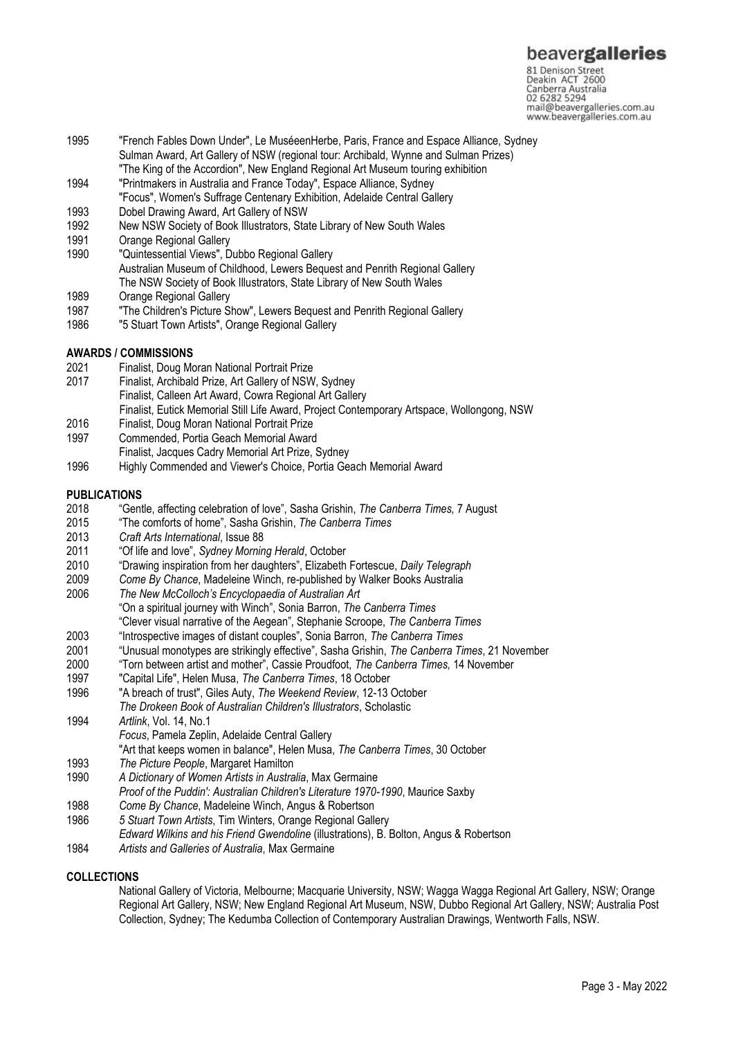1995 "French Fables Down Under", Le MuséeenHerbe, Paris, France and Espace Alliance, Sydney
Sulman Award, Art Gallery of NSW (regional tour: Archibald, Wynne and Sulman Prizes)
"The King of the Accordion", New England Regional Art Museum touring exhibition
1994 "Printmakers in Australia and France Today", Espace Alliance, Sydney
"Focus", Women's Suffrage Centenary Exhibition, Adelaide Central Gallery
1993 Dobel Drawing Award, Art Gallery of NSW
1992 New NSW Society of Book Illustrators, State Library of New South Wales
1991 Orange Regional Gallery
1990 "Quintessential Views", Dubbo Regional Gallery
Australian Museum of Childhood, Lewers Bequest and Penrith Regional Gallery
The NSW Society of Book Illustrators, State Library of New South Wales
1989 Orange Regional Gallery
1987 "The Children's Picture Show", Lewers Bequest and Penrith Regional Gallery
1986 "5 Stuart Town Artists", Orange Regional Gallery

**AWARDS / COMMISSIONS**

2021 Finalist, Doug Moran National Portrait Prize
2017 Finalist, Archibald Prize, Art Gallery of NSW, Sydney
Finalist, Calleen Art Award, Cowra Regional Art Gallery
Finalist, Eutick Memorial Still Life Award, Project Contemporary Artspace, Wollongong, NSW
2016 Finalist, Doug Moran National Portrait Prize
1997 Commended, Portia Geach Memorial Award
Finalist, Jacques Cadry Memorial Art Prize, Sydney
1996 Highly Commended and Viewer's Choice, Portia Geach Memorial Award

**PUBLICATIONS**

2018 "Gentle, affecting celebration of love", Sasha Grishin, *The Canberra Times,* 7 August
2015 "The comforts of home", Sasha Grishin, *The Canberra Times*
2013 *Craft Arts International*, Issue 88
2011 "Of life and love", *Sydney Morning Herald*, October
2010 "Drawing inspiration from her daughters", Elizabeth Fortescue, *Daily Telegraph*
2009 *Come By Chance*, Madeleine Winch, re-published by Walker Books Australia
2006 *The New McColloch's Encyclopaedia of Australian Art*
"On a spiritual journey with Winch", Sonia Barron, *The Canberra Times*
"Clever visual narrative of the Aegean", Stephanie Scroope, *The Canberra Times*
2003 "Introspective images of distant couples", Sonia Barron, *The Canberra Times*
2001 "Unusual monotypes are strikingly effective", Sasha Grishin, *The Canberra Times*, 21 November
2000 "Torn between artist and mother", Cassie Proudfoot, *The Canberra Times,* 14 November
1997 "Capital Life", Helen Musa, *The Canberra Times*, 18 October
1996 "A breach of trust", Giles Auty, *The Weekend Review*, 12-13 October
*The Drokeen Book of Australian Children's Illustrators*, Scholastic
1994 *Artlink*, Vol. 14, No.1
*Focus*, Pamela Zeplin, Adelaide Central Gallery
"Art that keeps women in balance", Helen Musa, *The Canberra Times*, 30 October
1993 *The Picture People*, Margaret Hamilton
1990 *A Dictionary of Women Artists in Australia*, Max Germaine
*Proof of the Puddin': Australian Children's Literature 1970-1990*, Maurice Saxby
1988 *Come By Chance*, Madeleine Winch, Angus & Robertson
1986 *5 Stuart Town Artists*, Tim Winters, Orange Regional Gallery
*Edward Wilkins and his Friend Gwendoline* (illustrations), B. Bolton, Angus & Robertson
1984 *Artists and Galleries of Australia*, Max Germaine

**COLLECTIONS**

National Gallery of Victoria, Melbourne; Macquarie University, NSW; Wagga Wagga Regional Art Gallery, NSW; Orange Regional Art Gallery, NSW; New England Regional Art Museum, NSW, Dubbo Regional Art Gallery, NSW; Australia Post Collection, Sydney; The Kedumba Collection of Contemporary Australian Drawings, Wentworth Falls, NSW.